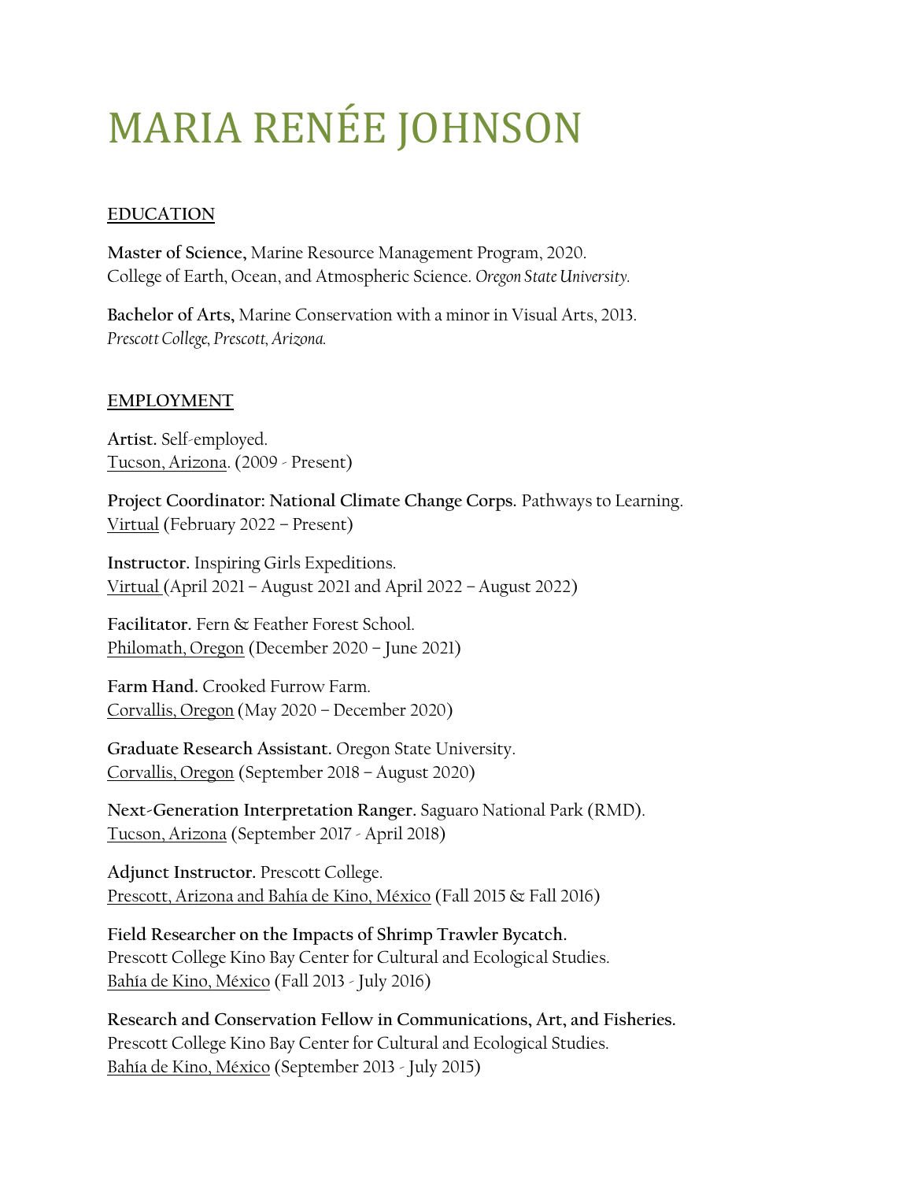# MARIA RENÉE JOHNSON

## EDUCATION

**Master of Science,** Marine Resource Management Program, 2020.
College of Earth, Ocean, and Atmospheric Science. *Oregon State University.*

**Bachelor of Arts,** Marine Conservation with a minor in Visual Arts, 2013.
*Prescott College, Prescott, Arizona.*

## EMPLOYMENT

**Artist.** Self-employed.
Tucson, Arizona. (2009 - Present)

**Project Coordinator: National Climate Change Corps.** Pathways to Learning.
Virtual (February 2022 – Present)

**Instructor.** Inspiring Girls Expeditions.
Virtual (April 2021 – August 2021 and April 2022 – August 2022)

**Facilitator.** Fern & Feather Forest School.
Philomath, Oregon (December 2020 – June 2021)

**Farm Hand.** Crooked Furrow Farm.
Corvallis, Oregon (May 2020 – December 2020)

**Graduate Research Assistant.** Oregon State University.
Corvallis, Oregon (September 2018 – August 2020)

**Next-Generation Interpretation Ranger.** Saguaro National Park (RMD).
Tucson, Arizona (September 2017 - April 2018)

**Adjunct Instructor.** Prescott College.
Prescott, Arizona and Bahía de Kino, México (Fall 2015 & Fall 2016)

**Field Researcher on the Impacts of Shrimp Trawler Bycatch.**
Prescott College Kino Bay Center for Cultural and Ecological Studies.
Bahía de Kino, México (Fall 2013 - July 2016)

**Research and Conservation Fellow in Communications, Art, and Fisheries.**
Prescott College Kino Bay Center for Cultural and Ecological Studies.
Bahía de Kino, México (September 2013 - July 2015)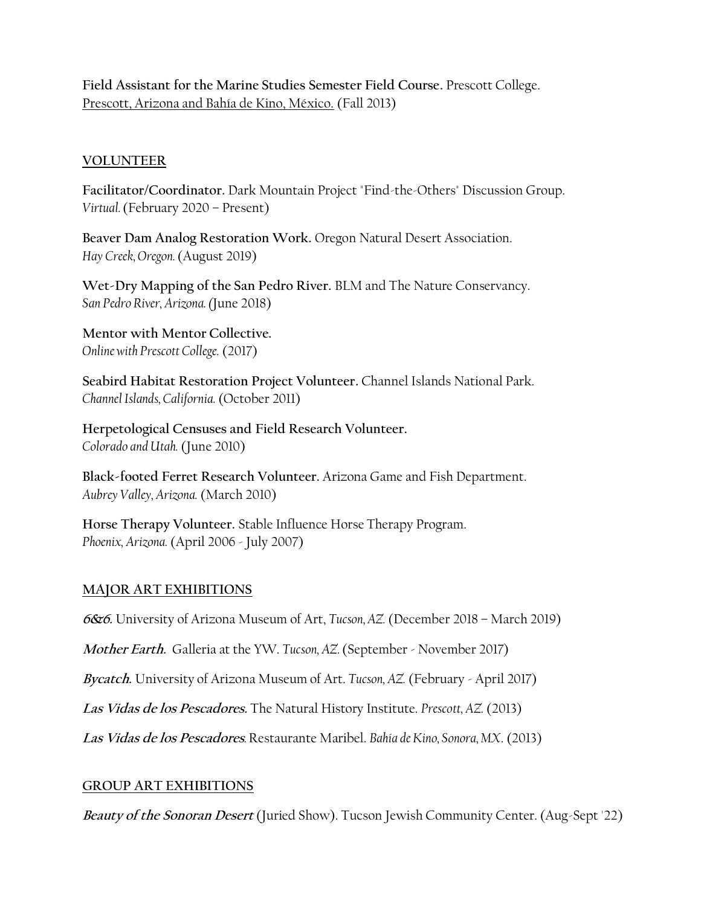**Field Assistant for the Marine Studies Semester Field Course.** Prescott College.
Prescott, Arizona and Bahía de Kino, México. (Fall 2013)

## VOLUNTEER

**Facilitator/Coordinator.** Dark Mountain Project "Find-the-Others" Discussion Group.
*Virtual.* (February 2020 – Present)

**Beaver Dam Analog Restoration Work.** Oregon Natural Desert Association.
*Hay Creek, Oregon.* (August 2019)

**Wet-Dry Mapping of the San Pedro River.** BLM and The Nature Conservancy.
*San Pedro River, Arizona.* (June 2018)

**Mentor with Mentor Collective.**
*Online with Prescott College.* (2017)

**Seabird Habitat Restoration Project Volunteer.** Channel Islands National Park.
*Channel Islands, California.* (October 2011)

**Herpetological Censuses and Field Research Volunteer.**
*Colorado and Utah.* (June 2010)

**Black-footed Ferret Research Volunteer.** Arizona Game and Fish Department.
*Aubrey Valley, Arizona.* (March 2010)

**Horse Therapy Volunteer.** Stable Influence Horse Therapy Program.
*Phoenix, Arizona.* (April 2006 - July 2007)

## MAJOR ART EXHIBITIONS

***6&6.*** University of Arizona Museum of Art, *Tucson, AZ.* (December 2018 – March 2019)

***Mother Earth.*** Galleria at the YW. *Tucson, AZ.* (September - November 2017)

***Bycatch.*** University of Arizona Museum of Art. *Tucson, AZ.* (February - April 2017)

***Las Vidas de los Pescadores.*** The Natural History Institute. *Prescott, AZ.* (2013)

***Las Vidas de los Pescadores.*** Restaurante Maribel. *Bahía de Kino, Sonora, MX.* (2013)

## GROUP ART EXHIBITIONS

***Beauty of the Sonoran Desert*** (Juried Show). Tucson Jewish Community Center. (Aug-Sept '22)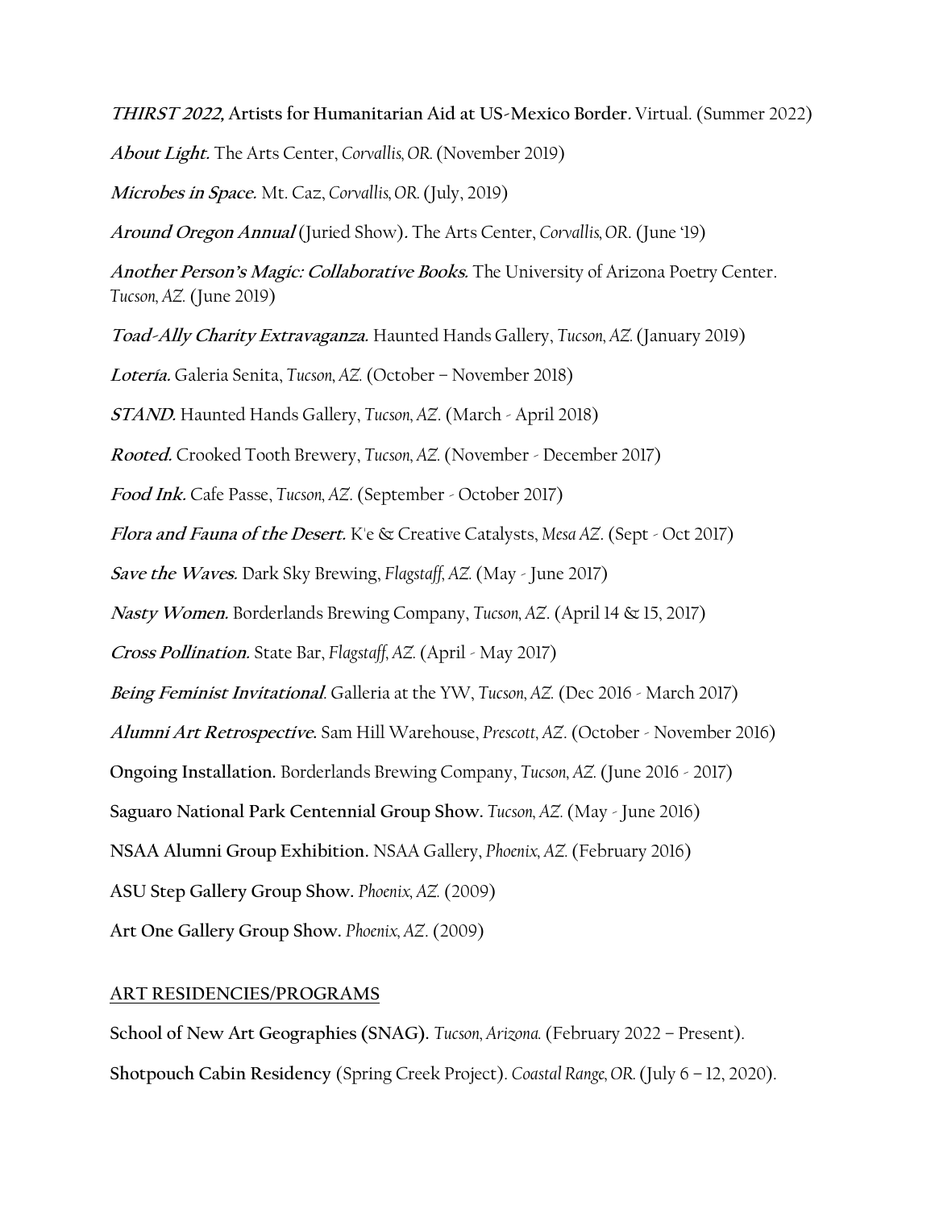***THIRST 2022*, Artists for Humanitarian Aid at US-Mexico Border.** Virtual. (Summer 2022)

***About Light.*** The Arts Center, *Corvallis, OR.* (November 2019)

***Microbes in Space.*** Mt. Caz, *Corvallis, OR.* (July, 2019)

***Around Oregon Annual*** (Juried Show). The Arts Center, *Corvallis, OR.* (June '19)

***Another Person's Magic: Collaborative Books.*** The University of Arizona Poetry Center. *Tucson, AZ.* (June 2019)

***Toad-Ally Charity Extravaganza.*** Haunted Hands Gallery, *Tucson, AZ.* (January 2019)

***Loteria.*** Galeria Senita, *Tucson, AZ.* (October – November 2018)

***STAND.*** Haunted Hands Gallery, *Tucson, AZ.* (March - April 2018)

***Rooted.*** Crooked Tooth Brewery, *Tucson, AZ.* (November - December 2017)

***Food Ink.*** Cafe Passe, *Tucson, AZ.* (September - October 2017)

***Flora and Fauna of the Desert.*** K'e & Creative Catalysts, *Mesa AZ.* (Sept - Oct 2017)

***Save the Waves.*** Dark Sky Brewing, *Flagstaff, AZ.* (May - June 2017)

***Nasty Women.*** Borderlands Brewing Company, *Tucson, AZ.* (April 14 & 15, 2017)

***Cross Pollination.*** State Bar, *Flagstaff, AZ.* (April - May 2017)

***Being Feminist Invitational.*** Galleria at the YW, *Tucson, AZ.* (Dec 2016 - March 2017)

***Alumni Art Retrospective.*** Sam Hill Warehouse, *Prescott, AZ.* (October - November 2016)

**Ongoing Installation.** Borderlands Brewing Company, *Tucson, AZ.* (June 2016 - 2017)

**Saguaro National Park Centennial Group Show.** *Tucson, AZ.* (May - June 2016)

**NSAA Alumni Group Exhibition.** NSAA Gallery, *Phoenix, AZ.* (February 2016)

**ASU Step Gallery Group Show.** *Phoenix, AZ.* (2009)

**Art One Gallery Group Show.** *Phoenix, AZ.* (2009)

## ART RESIDENCIES/PROGRAMS

**School of New Art Geographies (SNAG).** *Tucson, Arizona.* (February 2022 – Present).

**Shotpouch Cabin Residency** (Spring Creek Project). *Coastal Range, OR.* (July 6 – 12, 2020).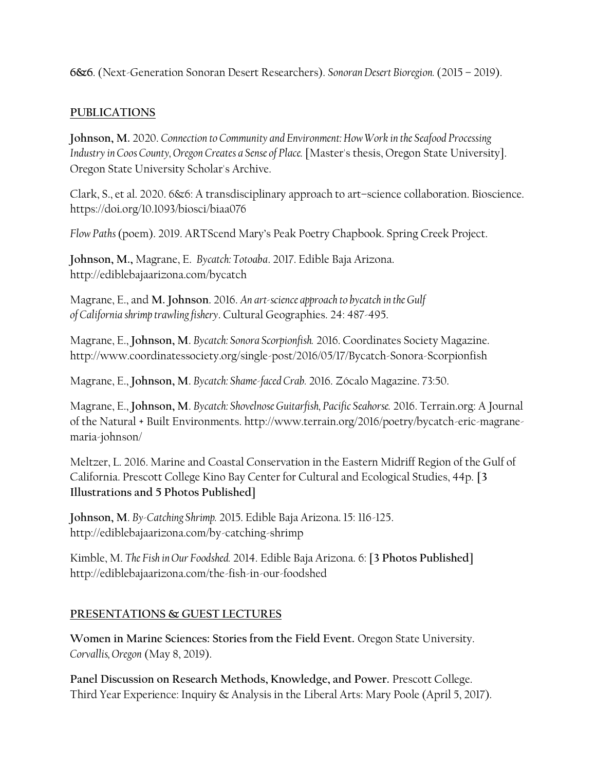**6&6.** (Next-Generation Sonoran Desert Researchers). *Sonoran Desert Bioregion.* (2015 – 2019).

## PUBLICATIONS

**Johnson, M.** 2020. *Connection to Community and Environment: How Work in the Seafood Processing Industry in Coos County, Oregon Creates a Sense of Place.* [Master's thesis, Oregon State University]. Oregon State University Scholar's Archive.

Clark, S., et al. 2020. 6&6: A transdisciplinary approach to art–science collaboration. Bioscience. https://doi.org/10.1093/biosci/biaa076

*Flow Paths* (poem). 2019. ARTScend Mary's Peak Poetry Chapbook. Spring Creek Project.

**Johnson, M.,** Magrane, E. *Bycatch: Totoaba*. 2017. Edible Baja Arizona. http://ediblebajaarizona.com/bycatch

Magrane, E., and **M. Johnson**. 2016. *An art-science approach to bycatch in the Gulf of California shrimp trawling fishery*. Cultural Geographies. 24: 487-495.

Magrane, E., **Johnson, M**. *Bycatch: Sonora Scorpionfish.* 2016. Coordinates Society Magazine. http://www.coordinatessociety.org/single-post/2016/05/17/Bycatch-Sonora-Scorpionfish

Magrane, E., **Johnson, M**. *Bycatch: Shame-faced Crab.* 2016. Zócalo Magazine. 73:50.

Magrane, E., **Johnson, M**. *Bycatch: Shovelnose Guitarfish, Pacific Seahorse.* 2016. Terrain.org: A Journal of the Natural + Built Environments. http://www.terrain.org/2016/poetry/bycatch-eric-magrane-maria-johnson/

Meltzer, L. 2016. Marine and Coastal Conservation in the Eastern Midriff Region of the Gulf of California. Prescott College Kino Bay Center for Cultural and Ecological Studies, 44p. **[3 Illustrations and 5 Photos Published]**

**Johnson, M**. *By-Catching Shrimp.* 2015. Edible Baja Arizona. 15: 116-125. http://ediblebajaarizona.com/by-catching-shrimp

Kimble, M. *The Fish in Our Foodshed.* 2014. Edible Baja Arizona. 6: **[3 Photos Published]** http://ediblebajaarizona.com/the-fish-in-our-foodshed

## PRESENTATIONS & GUEST LECTURES

**Women in Marine Sciences: Stories from the Field Event.** Oregon State University. *Corvallis, Oregon* (May 8, 2019).

**Panel Discussion on Research Methods, Knowledge, and Power.** Prescott College. Third Year Experience: Inquiry & Analysis in the Liberal Arts: Mary Poole (April 5, 2017).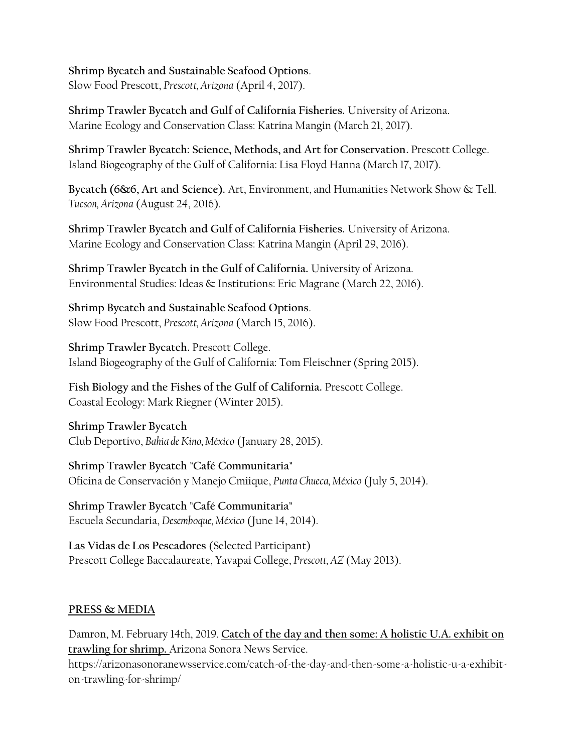**Shrimp Bycatch and Sustainable Seafood Options**.
Slow Food Prescott, *Prescott, Arizona* (April 4, 2017).

**Shrimp Trawler Bycatch and Gulf of California Fisheries.** University of Arizona.
Marine Ecology and Conservation Class: Katrina Mangin (March 21, 2017).

**Shrimp Trawler Bycatch: Science, Methods, and Art for Conservation.** Prescott College.
Island Biogeography of the Gulf of California: Lisa Floyd Hanna (March 17, 2017).

**Bycatch (6&6, Art and Science).** Art, Environment, and Humanities Network Show & Tell.
*Tucson, Arizona* (August 24, 2016).

**Shrimp Trawler Bycatch and Gulf of California Fisheries.** University of Arizona.
Marine Ecology and Conservation Class: Katrina Mangin (April 29, 2016).

**Shrimp Trawler Bycatch in the Gulf of California.** University of Arizona.
Environmental Studies: Ideas & Institutions: Eric Magrane (March 22, 2016).

**Shrimp Bycatch and Sustainable Seafood Options**.
Slow Food Prescott, *Prescott, Arizona* (March 15, 2016).

**Shrimp Trawler Bycatch.** Prescott College.
Island Biogeography of the Gulf of California: Tom Fleischner (Spring 2015).

**Fish Biology and the Fishes of the Gulf of California.** Prescott College.
Coastal Ecology: Mark Riegner (Winter 2015).

**Shrimp Trawler Bycatch**
Club Deportivo, *Bahía de Kino, México* (January 28, 2015).

**Shrimp Trawler Bycatch "Café Communitaria"**
Oficina de Conservación y Manejo Cmiique, *Punta Chueca, México* (July 5, 2014).

**Shrimp Trawler Bycatch "Café Communitaria"**
Escuela Secundaria, *Desemboque, México* (June 14, 2014).

**Las Vidas de Los Pescadores** (Selected Participant)
Prescott College Baccalaureate, Yavapai College, *Prescott, AZ* (May 2013).

## PRESS & MEDIA

Damron, M. February 14th, 2019. **Catch of the day and then some: A holistic U.A. exhibit on trawling for shrimp.** Arizona Sonora News Service.
https://arizonasonoranewsservice.com/catch-of-the-day-and-then-some-a-holistic-u-a-exhibit-on-trawling-for-shrimp/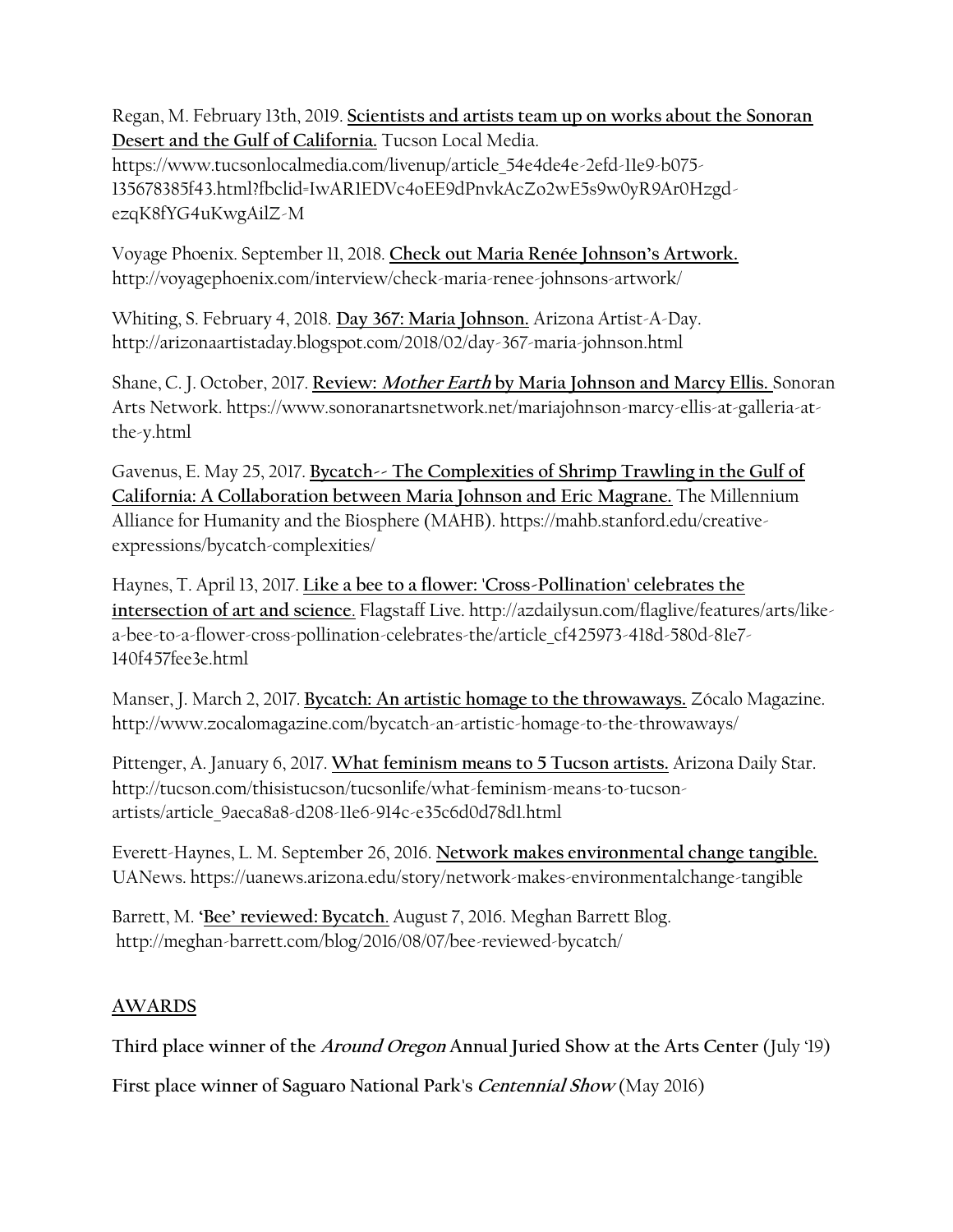Regan, M. February 13th, 2019. **Scientists and artists team up on works about the Sonoran Desert and the Gulf of California.** Tucson Local Media. https://www.tucsonlocalmedia.com/livenup/article_54e4de4e-2efd-11e9-b075-135678385f43.html?fbclid=IwAR1EDVc4oEE9dPnvkAcZo2wE5s9w0yR9Ar0Hzgd-ezqK8fYG4uKwgAilZ-M

Voyage Phoenix. September 11, 2018. **Check out Maria Renée Johnson's Artwork.** http://voyagephoenix.com/interview/check-maria-renee-johnsons-artwork/

Whiting, S. February 4, 2018. **Day 367: Maria Johnson.** Arizona Artist-A-Day. http://arizonaartistaday.blogspot.com/2018/02/day-367-maria-johnson.html

Shane, C. J. October, 2017. **Review: *Mother Earth* by Maria Johnson and Marcy Ellis.** Sonoran Arts Network. https://www.sonoranartsnetwork.net/mariajohnson-marcy-ellis-at-galleria-at-the-y.html

Gavenus, E. May 25, 2017. **Bycatch-- The Complexities of Shrimp Trawling in the Gulf of California: A Collaboration between Maria Johnson and Eric Magrane.** The Millennium Alliance for Humanity and the Biosphere (MAHB). https://mahb.stanford.edu/creative-expressions/bycatch-complexities/

Haynes, T. April 13, 2017. **Like a bee to a flower: 'Cross-Pollination' celebrates the intersection of art and science.** Flagstaff Live. http://azdailysun.com/flaglive/features/arts/like-a-bee-to-a-flower-cross-pollination-celebrates-the/article_cf425973-418d-580d-81e7-140f457fee3e.html

Manser, J. March 2, 2017. **Bycatch: An artistic homage to the throwaways.** Zócalo Magazine. http://www.zocalomagazine.com/bycatch-an-artistic-homage-to-the-throwaways/

Pittenger, A. January 6, 2017. **What feminism means to 5 Tucson artists.** Arizona Daily Star. http://tucson.com/thisistucson/tucsonlife/what-feminism-means-to-tucson-artists/article_9aeca8a8-d208-11e6-914c-e35c6d0d78d1.html

Everett-Haynes, L. M. September 26, 2016. **Network makes environmental change tangible.** UANews. https://uanews.arizona.edu/story/network-makes-environmentalchange-tangible

Barrett, M. **'Bee' reviewed: Bycatch**. August 7, 2016. Meghan Barrett Blog. http://meghan-barrett.com/blog/2016/08/07/bee-reviewed-bycatch/

## AWARDS

**Third place winner of the *Around Oregon* Annual Juried Show at the Arts Center** (July '19)

**First place winner of Saguaro National Park's *Centennial Show*** (May 2016)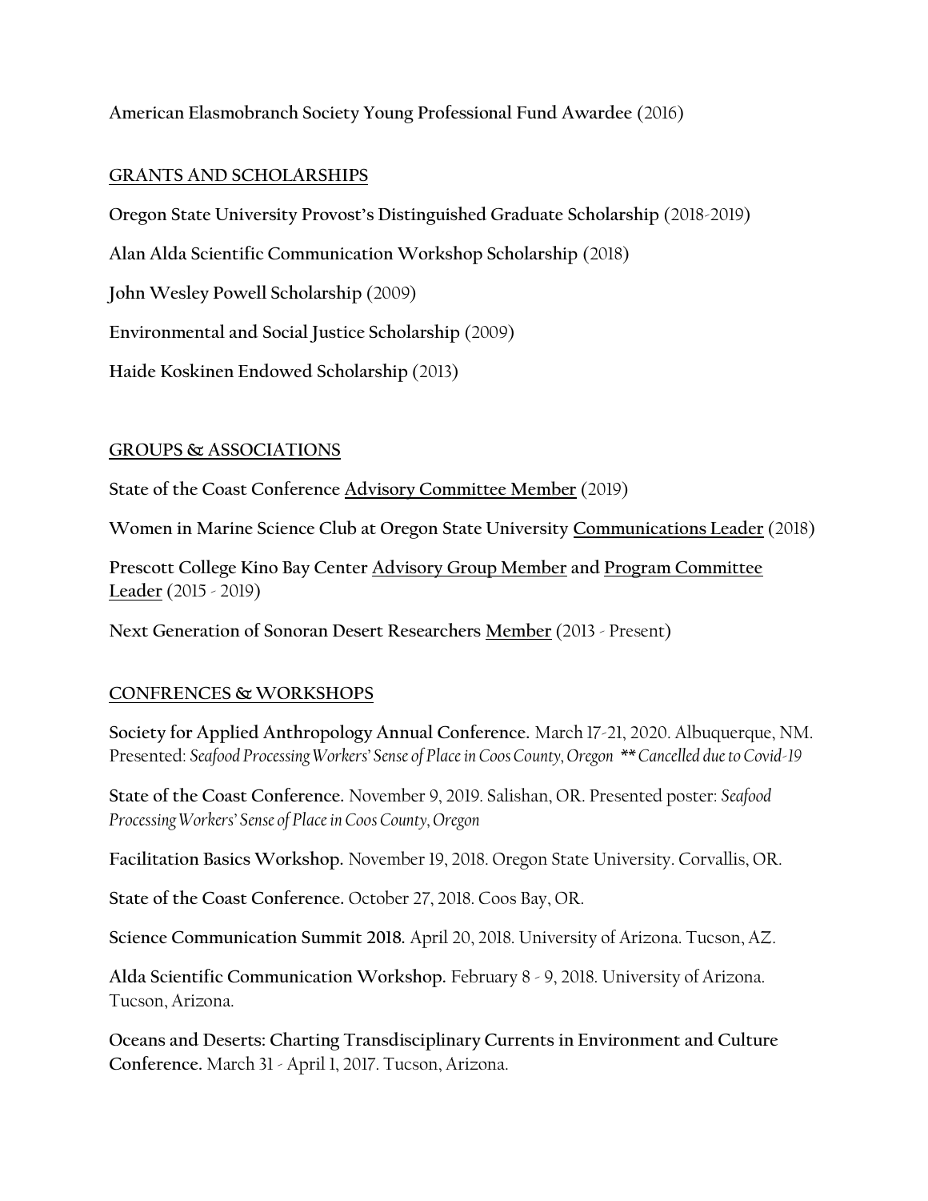**American Elasmobranch Society Young Professional Fund Awardee** (2016)

## GRANTS AND SCHOLARSHIPS

**Oregon State University Provost's Distinguished Graduate Scholarship** (2018-2019)

**Alan Alda Scientific Communication Workshop Scholarship** (2018)

**John Wesley Powell Scholarship** (2009)

**Environmental and Social Justice Scholarship** (2009)

**Haide Koskinen Endowed Scholarship** (2013)

## GROUPS & ASSOCIATIONS

**State of the Coast Conference Advisory Committee Member** (2019)

**Women in Marine Science Club at Oregon State University Communications Leader** (2018)

**Prescott College Kino Bay Center Advisory Group Member and Program Committee Leader** (2015 - 2019)

**Next Generation of Sonoran Desert Researchers Member** (2013 - Present)

## CONFRENCES & WORKSHOPS

**Society for Applied Anthropology Annual Conference.** March 17-21, 2020. Albuquerque, NM. Presented: *Seafood Processing Workers' Sense of Place in Coos County, Oregon ** Cancelled due to Covid-19*

**State of the Coast Conference.** November 9, 2019. Salishan, OR. Presented poster: *Seafood Processing Workers' Sense of Place in Coos County, Oregon*

**Facilitation Basics Workshop.** November 19, 2018. Oregon State University. Corvallis, OR.

**State of the Coast Conference.** October 27, 2018. Coos Bay, OR.

**Science Communication Summit 2018.** April 20, 2018. University of Arizona. Tucson, AZ.

**Alda Scientific Communication Workshop.** February 8 - 9, 2018. University of Arizona. Tucson, Arizona.

**Oceans and Deserts: Charting Transdisciplinary Currents in Environment and Culture Conference.** March 31 - April 1, 2017. Tucson, Arizona.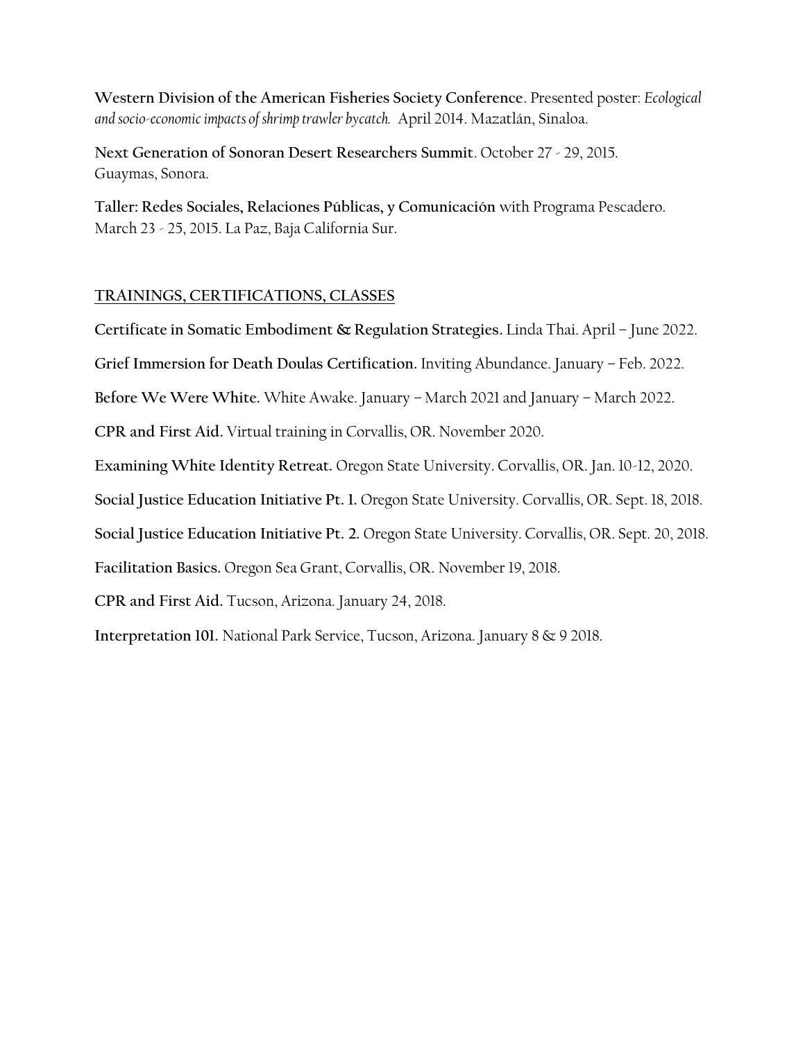**Western Division of the American Fisheries Society Conference**. Presented poster: *Ecological and socio-economic impacts of shrimp trawler bycatch.* April 2014. Mazatlán, Sinaloa.

**Next Generation of Sonoran Desert Researchers Summit**. October 27 - 29, 2015. Guaymas, Sonora.

**Taller: Redes Sociales, Relaciones Públicas, y Comunicación** with Programa Pescadero. March 23 - 25, 2015. La Paz, Baja California Sur.

## TRAININGS, CERTIFICATIONS, CLASSES

**Certificate in Somatic Embodiment & Regulation Strategies.** Linda Thai. April – June 2022.

**Grief Immersion for Death Doulas Certification.** Inviting Abundance. January – Feb. 2022.

**Before We Were White.** White Awake. January – March 2021 and January – March 2022.

**CPR and First Aid.** Virtual training in Corvallis, OR. November 2020.

**Examining White Identity Retreat.** Oregon State University. Corvallis, OR. Jan. 10-12, 2020.

**Social Justice Education Initiative Pt. 1.** Oregon State University. Corvallis, OR. Sept. 18, 2018.

**Social Justice Education Initiative Pt. 2.** Oregon State University. Corvallis, OR. Sept. 20, 2018.

**Facilitation Basics.** Oregon Sea Grant, Corvallis, OR. November 19, 2018.

**CPR and First Aid.** Tucson, Arizona. January 24, 2018.

**Interpretation 101.** National Park Service, Tucson, Arizona. January 8 & 9 2018.